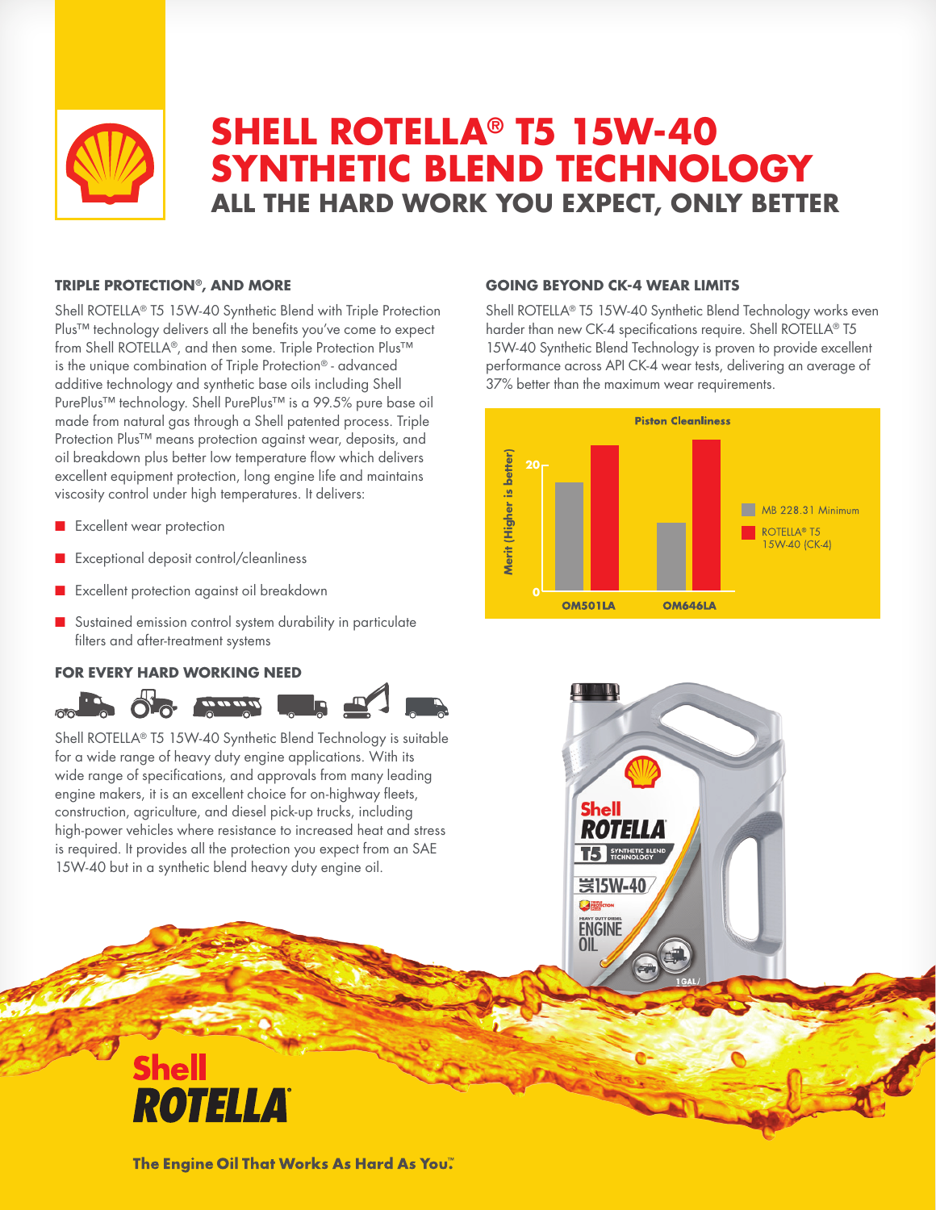# SHELL ROTELLA® T5 15W-40 SYNTHETIC BLEND TECHNOLOGY

## ALL THE HARD WORK YOU EXPECT, ONLY BETTER

### TRIPLE PROTECTION®, AND MORE

Shell ROTELLA® T5 15W-40 Synthetic Blend with Triple Protection Plus™ technology delivers all the benefits you've come to expect from Shell ROTELLA®, and then some. Triple Protection Plus™ is the unique combination of Triple Protection® - advanced additive technology and synthetic base oils including Shell PurePlus™ technology. Shell PurePlus™ is a 99.5% pure base oil made from natural gas through a Shell patented process. Triple Protection Plus™ means protection against wear, deposits, and oil breakdown plus better low temperature flow which delivers excellent equipment protection, long engine life and maintains viscosity control under high temperatures. It delivers:

- Excellent wear protection
- Exceptional deposit control/cleanliness
- Excellent protection against oil breakdown
- Sustained emission control system durability in particulate filters and after-treatment systems

### FOR EVERY HARD WORKING NEED

Shell ROTELLA® T5 15W-40 Synthetic Blend Technology is suitable for a wide range of heavy duty engine applications. With its wide range of specifications, and approvals from many leading engine makers, it is an excellent choice for on-highway fleets, construction, agriculture, and diesel pick-up trucks, including high-power vehicles where resistance to increased heat and stress is required. It provides all the protection you expect from an SAE 15W-40 but in a synthetic blend heavy duty engine oil.

### GOING BEYOND CK-4 WEAR LIMITS

Shell ROTELLA® T5 15W-40 Synthetic Blend Technology works even harder than new CK-4 specifications require. Shell ROTELLA® T5 15W-40 Synthetic Blend Technology is proven to provide excellent performance across API CK-4 wear tests, delivering an average of 37% better than the maximum wear requirements.

**Piston Cleanliness**

Merit (Higher is better): 0 – 20

Categories: OM501LA, OM646LA

Legend: MB 228.31 Minimum; ROTELLA® T5 15W-40 (CK-4)

Shell ROTELLA®

The Engine Oil That Works As Hard As You.™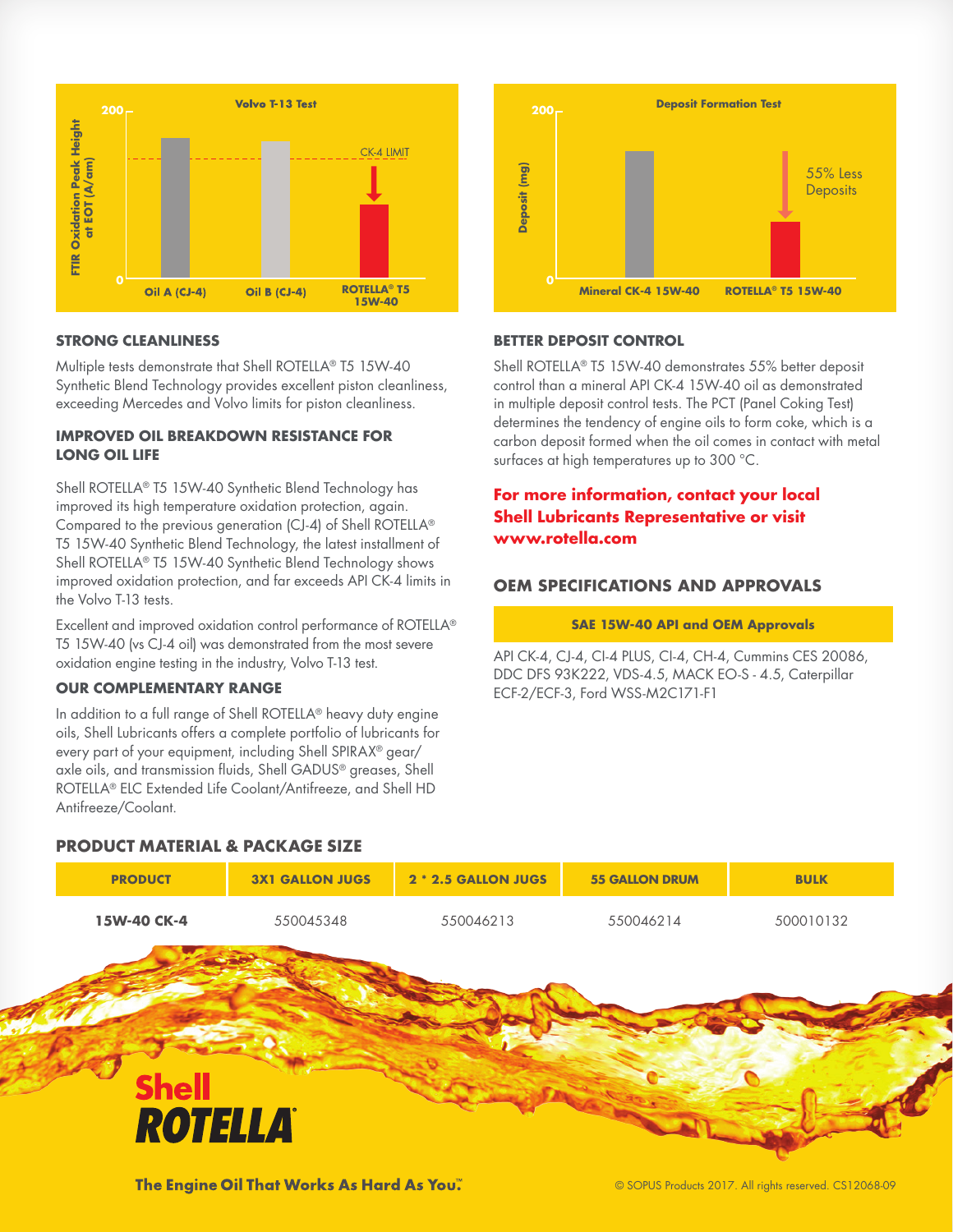Volto T-13 Test

FTIR Oxidation Peak Height at EOT (A/am)

200

0

CK-4 LIMIT

Oil A (CJ-4)

Oil B (CJ-4)

ROTELLA® T5 15W-40

### STRONG CLEANLINESS

Multiple tests demonstrate that Shell ROTELLA® T5 15W-40 Synthetic Blend Technology provides excellent piston cleanliness, exceeding Mercedes and Volvo limits for piston cleanliness.

### IMPROVED OIL BREAKDOWN RESISTANCE FOR LONG OIL LIFE

Shell ROTELLA® T5 15W-40 Synthetic Blend Technology has improved its high temperature oxidation protection, again. Compared to the previous generation (CJ-4) of Shell ROTELLA® T5 15W-40 Synthetic Blend Technology, the latest installment of Shell ROTELLA® T5 15W-40 Synthetic Blend Technology shows improved oxidation protection, and far exceeds API CK-4 limits in the Volvo T-13 tests.

Excellent and improved oxidation control performance of ROTELLA® T5 15W-40 (vs CJ-4 oil) was demonstrated from the most severe oxidation engine testing in the industry, Volvo T-13 test.

### OUR COMPLEMENTARY RANGE

In addition to a full range of Shell ROTELLA® heavy duty engine oils, Shell Lubricants offers a complete portfolio of lubricants for every part of your equipment, including Shell SPIRAX® gear/axle oils, and transmission fluids, Shell GADUS® greases, Shell ROTELLA® ELC Extended Life Coolant/Antifreeze, and Shell HD Antifreeze/Coolant.

Deposit Formation Test

Deposit (mg)

200

0

55% Less Deposits

Mineral CK-4 15W-40

ROTELLA® T5 15W-40

### BETTER DEPOSIT CONTROL

Shell ROTELLA® T5 15W-40 demonstrates 55% better deposit control than a mineral API CK-4 15W-40 oil as demonstrated in multiple deposit control tests. The PCT (Panel Coking Test) determines the tendency of engine oils to form coke, which is a carbon deposit formed when the oil comes in contact with metal surfaces at high temperatures up to 300 °C.

**For more information, contact your local Shell Lubricants Representative or visit www.rotella.com**

### OEM SPECIFICATIONS AND APPROVALS

| SAE 15W-40 API and OEM Approvals |
|---|
| API CK-4, CJ-4, CI-4 PLUS, CI-4, CH-4, Cummins CES 20086, DDC DFS 93K222, VDS-4.5, MACK EO-S - 4.5, Caterpillar ECF-2/ECF-3, Ford WSS-M2C171-F1 |

### PRODUCT MATERIAL & PACKAGE SIZE

| PRODUCT | 3X1 GALLON JUGS | 2 * 2.5 GALLON JUGS | 55 GALLON DRUM | BULK |
|---|---|---|---|---|
| **15W-40 CK-4** | 550045348 | 550046213 | 550046214 | 500010132 |

Shell ROTELLA®

**The Engine Oil That Works As Hard As You.™**

© SOPUS Products 2017. All rights reserved. CS12068-09